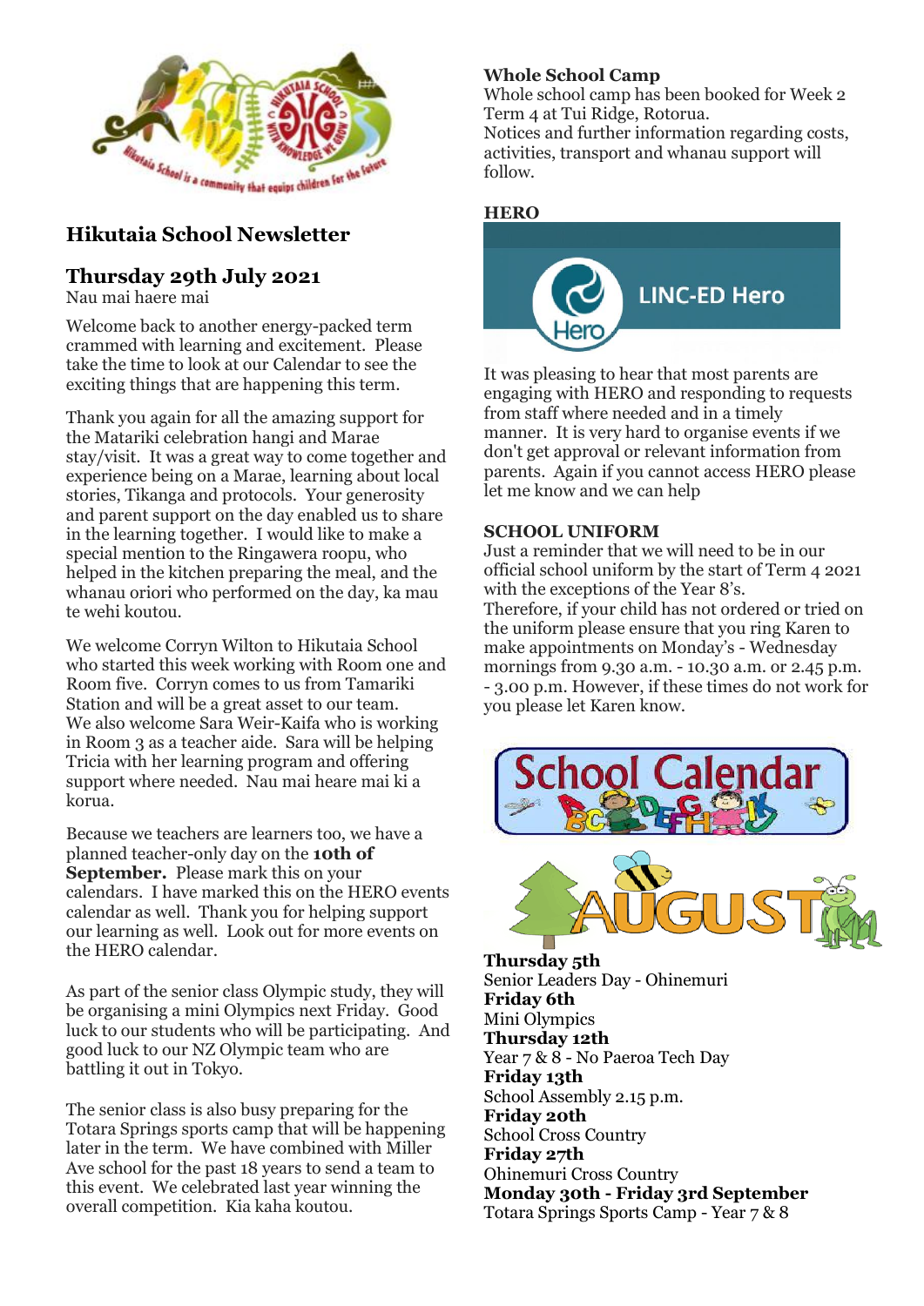## Hikutaia School Newsletter

## Thursday 29th July 2021

Nau mai haere mai

Welcome back to another energy-packed term crammed with learning and excitement. Please take the time to look at our Calendar to see the exciting things that are happening this term.

Thank you again for all the amazing support for the Matariki celebration hangi and Marae stay/visit. It was a great way to come together and experience being on a Marae, learning about local stories, Tikanga and protocols. Your generosity and parent support on the day enabled us to share in the learning together. I would like to make a special mention to the Ringawera roopu, who helped in the kitchen preparing the meal, and the whanau oriori who performed on the day, ka mau te wehi koutou.

We welcome Corryn Wilton to Hikutaia School who started this week working with Room one and Room five. Corryn comes to us from Tamariki Station and will be a great asset to our team. We also welcome Sara Weir-Kaifa who is working in Room 3 as a teacher aide. Sara will be helping Tricia with her learning program and offering support where needed. Nau mai heare mai ki a korua.

Because we teachers are learners too, we have a planned teacher-only day on the **10th of September.** Please mark this on your calendars. I have marked this on the HERO events calendar as well. Thank you for helping support our learning as well. Look out for more events on the HERO calendar.

As part of the senior class Olympic study, they will be organising a mini Olympics next Friday. Good luck to our students who will be participating. And good luck to our NZ Olympic team who are battling it out in Tokyo.

The senior class is also busy preparing for the Totara Springs sports camp that will be happening later in the term. We have combined with Miller Ave school for the past 18 years to send a team to this event. We celebrated last year winning the overall competition. Kia kaha koutou.

### Whole School Camp

Whole school camp has been booked for Week 2 Term 4 at Tui Ridge, Rotorua.
Notices and further information regarding costs, activities, transport and whanau support will follow.

### HERO

LINC-ED Hero

It was pleasing to hear that most parents are engaging with HERO and responding to requests from staff where needed and in a timely manner. It is very hard to organise events if we don't get approval or relevant information from parents. Again if you cannot access HERO please let me know and we can help

### SCHOOL UNIFORM

Just a reminder that we will need to be in our official school uniform by the start of Term 4 2021 with the exceptions of the Year 8's.
Therefore, if your child has not ordered or tried on the uniform please ensure that you ring Karen to make appointments on Monday's - Wednesday mornings from 9.30 a.m. - 10.30 a.m. or 2.45 p.m. - 3.00 p.m. However, if these times do not work for you please let Karen know.

### School Calendar

### AUGUST

**Thursday 5th**
Senior Leaders Day - Ohinemuri
**Friday 6th**
Mini Olympics
**Thursday 12th**
Year 7 & 8 - No Paeroa Tech Day
**Friday 13th**
School Assembly 2.15 p.m.
**Friday 20th**
School Cross Country
**Friday 27th**
Ohinemuri Cross Country
**Monday 30th - Friday 3rd September**
Totara Springs Sports Camp - Year 7 & 8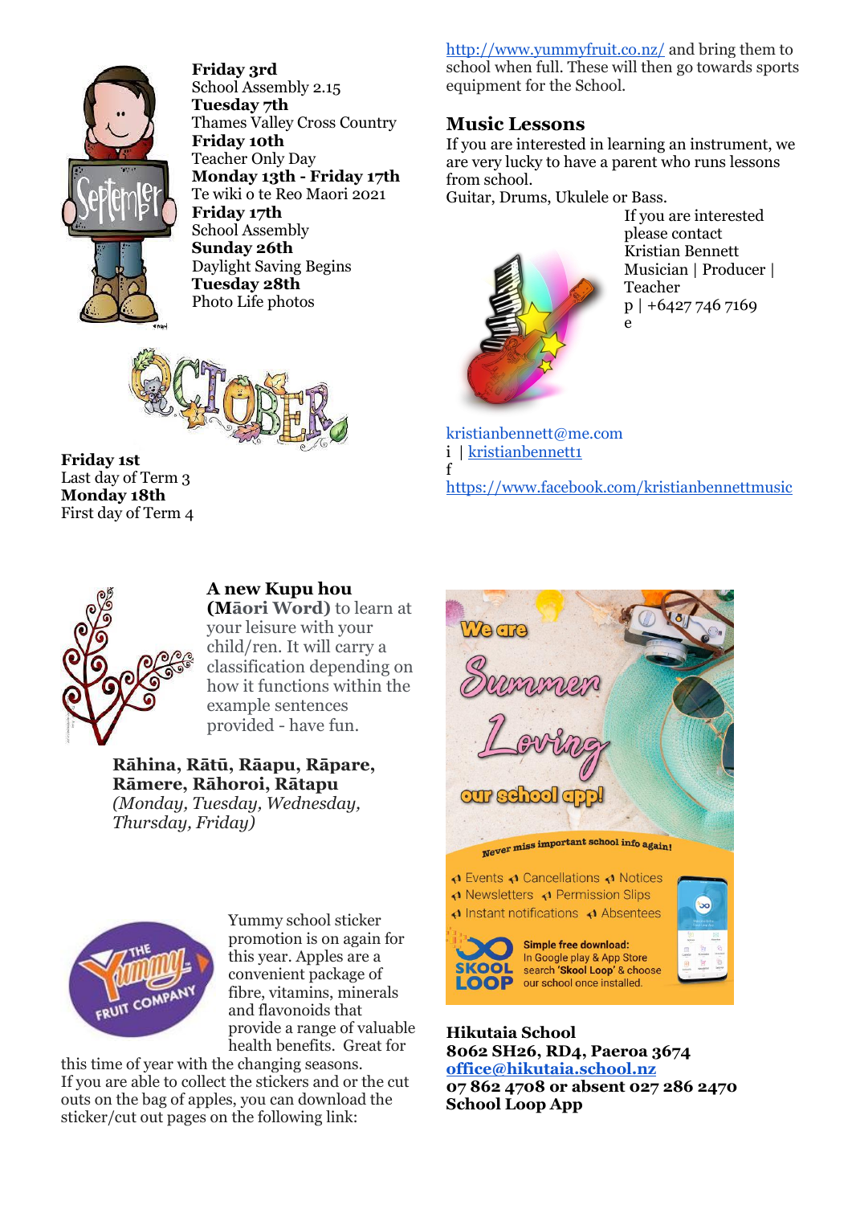**Friday 3rd**
School Assembly 2.15
**Tuesday 7th**
Thames Valley Cross Country
**Friday 10th**
Teacher Only Day
**Monday 13th - Friday 17th**
Te wiki o te Reo Maori 2021
**Friday 17th**
School Assembly
**Sunday 26th**
Daylight Saving Begins
**Tuesday 28th**
Photo Life photos

**Friday 1st**
Last day of Term 3
**Monday 18th**
First day of Term 4

**A new Kupu hou (Māori Word)** to learn at your leisure with your child/ren. It will carry a classification depending on how it functions within the example sentences provided - have fun.

**Rāhina, Rātū, Rāapu, Rāpare, Rāmere, Rāhoroi, Rātapu**
*(Monday, Tuesday, Wednesday, Thursday, Friday)*

Yummy school sticker promotion is on again for this year. Apples are a convenient package of fibre, vitamins, minerals and flavonoids that provide a range of valuable health benefits. Great for this time of year with the changing seasons.
If you are able to collect the stickers and or the cut outs on the bag of apples, you can download the sticker/cut out pages on the following link: http://www.yummyfruit.co.nz/ and bring them to school when full. These will then go towards sports equipment for the School.

## Music Lessons

If you are interested in learning an instrument, we are very lucky to have a parent who runs lessons from school.
Guitar, Drums, Ukulele or Bass.
If you are interested please contact
Kristian Bennett
Musician | Producer | Teacher
p | +6427 746 7169
e
kristianbennett@me.com
i | kristianbennett1
f
https://www.facebook.com/kristianbennettmusic

We are Summer Loving our school app!
Never miss important school info again!
Events Cancellations Notices
Newsletters Permission Slips
Instant notifications Absentees
Simple free download:
In Google play & App Store search 'Skool Loop' & choose our school once installed.

**Hikutaia School**
**8062 SH26, RD4, Paeroa 3674**
**office@hikutaia.school.nz**
**07 862 4708 or absent 027 286 2470**
**School Loop App**